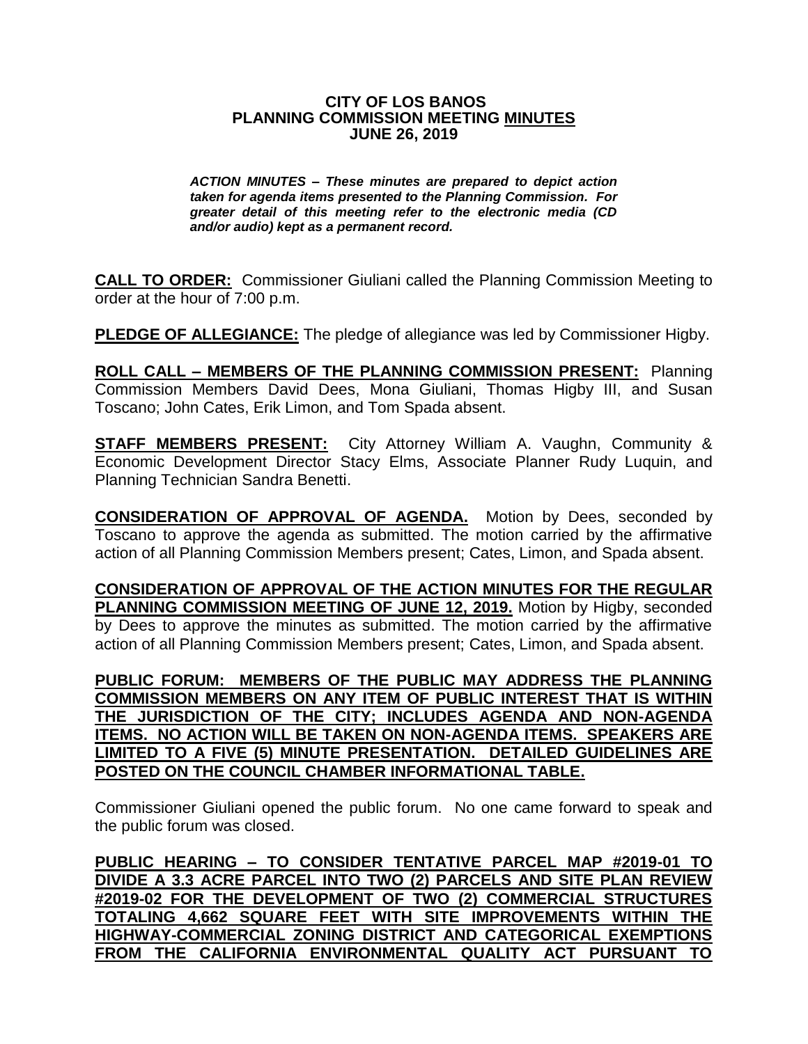# CITY OF LOS BANOS
# PLANNING COMMISSION MEETING MINUTES
# JUNE 26, 2019

***ACTION MINUTES – These minutes are prepared to depict action taken for agenda items presented to the Planning Commission. For greater detail of this meeting refer to the electronic media (CD and/or audio) kept as a permanent record.***

**CALL TO ORDER:** Commissioner Giuliani called the Planning Commission Meeting to order at the hour of 7:00 p.m.

**PLEDGE OF ALLEGIANCE:** The pledge of allegiance was led by Commissioner Higby.

**ROLL CALL – MEMBERS OF THE PLANNING COMMISSION PRESENT:** Planning Commission Members David Dees, Mona Giuliani, Thomas Higby III, and Susan Toscano; John Cates, Erik Limon, and Tom Spada absent.

**STAFF MEMBERS PRESENT:** City Attorney William A. Vaughn, Community & Economic Development Director Stacy Elms, Associate Planner Rudy Luquin, and Planning Technician Sandra Benetti.

**CONSIDERATION OF APPROVAL OF AGENDA.** Motion by Dees, seconded by Toscano to approve the agenda as submitted. The motion carried by the affirmative action of all Planning Commission Members present; Cates, Limon, and Spada absent.

**CONSIDERATION OF APPROVAL OF THE ACTION MINUTES FOR THE REGULAR PLANNING COMMISSION MEETING OF JUNE 12, 2019.** Motion by Higby, seconded by Dees to approve the minutes as submitted. The motion carried by the affirmative action of all Planning Commission Members present; Cates, Limon, and Spada absent.

**PUBLIC FORUM: MEMBERS OF THE PUBLIC MAY ADDRESS THE PLANNING COMMISSION MEMBERS ON ANY ITEM OF PUBLIC INTEREST THAT IS WITHIN THE JURISDICTION OF THE CITY; INCLUDES AGENDA AND NON-AGENDA ITEMS. NO ACTION WILL BE TAKEN ON NON-AGENDA ITEMS. SPEAKERS ARE LIMITED TO A FIVE (5) MINUTE PRESENTATION. DETAILED GUIDELINES ARE POSTED ON THE COUNCIL CHAMBER INFORMATIONAL TABLE.**

Commissioner Giuliani opened the public forum. No one came forward to speak and the public forum was closed.

**PUBLIC HEARING – TO CONSIDER TENTATIVE PARCEL MAP #2019-01 TO DIVIDE A 3.3 ACRE PARCEL INTO TWO (2) PARCELS AND SITE PLAN REVIEW #2019-02 FOR THE DEVELOPMENT OF TWO (2) COMMERCIAL STRUCTURES TOTALING 4,662 SQUARE FEET WITH SITE IMPROVEMENTS WITHIN THE HIGHWAY-COMMERCIAL ZONING DISTRICT AND CATEGORICAL EXEMPTIONS FROM THE CALIFORNIA ENVIRONMENTAL QUALITY ACT PURSUANT TO**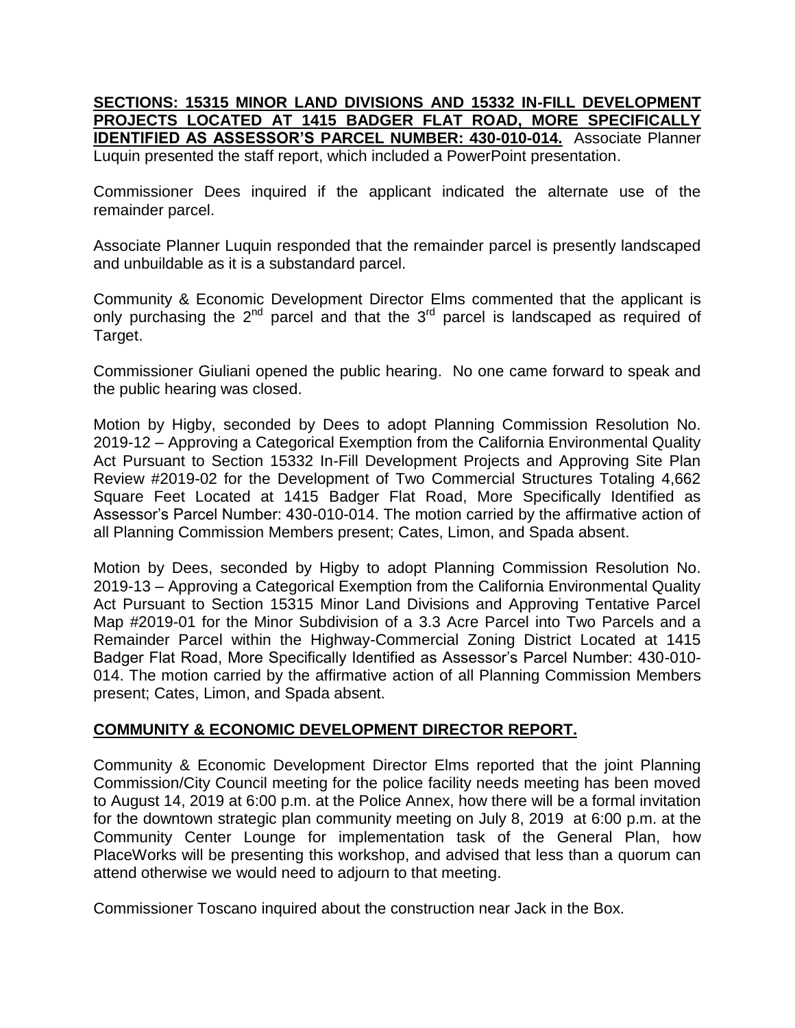**SECTIONS: 15315 MINOR LAND DIVISIONS AND 15332 IN-FILL DEVELOPMENT PROJECTS LOCATED AT 1415 BADGER FLAT ROAD, MORE SPECIFICALLY IDENTIFIED AS ASSESSOR'S PARCEL NUMBER: 430-010-014.** Associate Planner Luquin presented the staff report, which included a PowerPoint presentation.

Commissioner Dees inquired if the applicant indicated the alternate use of the remainder parcel.

Associate Planner Luquin responded that the remainder parcel is presently landscaped and unbuildable as it is a substandard parcel.

Community & Economic Development Director Elms commented that the applicant is only purchasing the 2nd parcel and that the 3rd parcel is landscaped as required of Target.

Commissioner Giuliani opened the public hearing. No one came forward to speak and the public hearing was closed.

Motion by Higby, seconded by Dees to adopt Planning Commission Resolution No. 2019-12 – Approving a Categorical Exemption from the California Environmental Quality Act Pursuant to Section 15332 In-Fill Development Projects and Approving Site Plan Review #2019-02 for the Development of Two Commercial Structures Totaling 4,662 Square Feet Located at 1415 Badger Flat Road, More Specifically Identified as Assessor's Parcel Number: 430-010-014. The motion carried by the affirmative action of all Planning Commission Members present; Cates, Limon, and Spada absent.

Motion by Dees, seconded by Higby to adopt Planning Commission Resolution No. 2019-13 – Approving a Categorical Exemption from the California Environmental Quality Act Pursuant to Section 15315 Minor Land Divisions and Approving Tentative Parcel Map #2019-01 for the Minor Subdivision of a 3.3 Acre Parcel into Two Parcels and a Remainder Parcel within the Highway-Commercial Zoning District Located at 1415 Badger Flat Road, More Specifically Identified as Assessor's Parcel Number: 430-010-014. The motion carried by the affirmative action of all Planning Commission Members present; Cates, Limon, and Spada absent.

## COMMUNITY & ECONOMIC DEVELOPMENT DIRECTOR REPORT.

Community & Economic Development Director Elms reported that the joint Planning Commission/City Council meeting for the police facility needs meeting has been moved to August 14, 2019 at 6:00 p.m. at the Police Annex, how there will be a formal invitation for the downtown strategic plan community meeting on July 8, 2019 at 6:00 p.m. at the Community Center Lounge for implementation task of the General Plan, how PlaceWorks will be presenting this workshop, and advised that less than a quorum can attend otherwise we would need to adjourn to that meeting.

Commissioner Toscano inquired about the construction near Jack in the Box.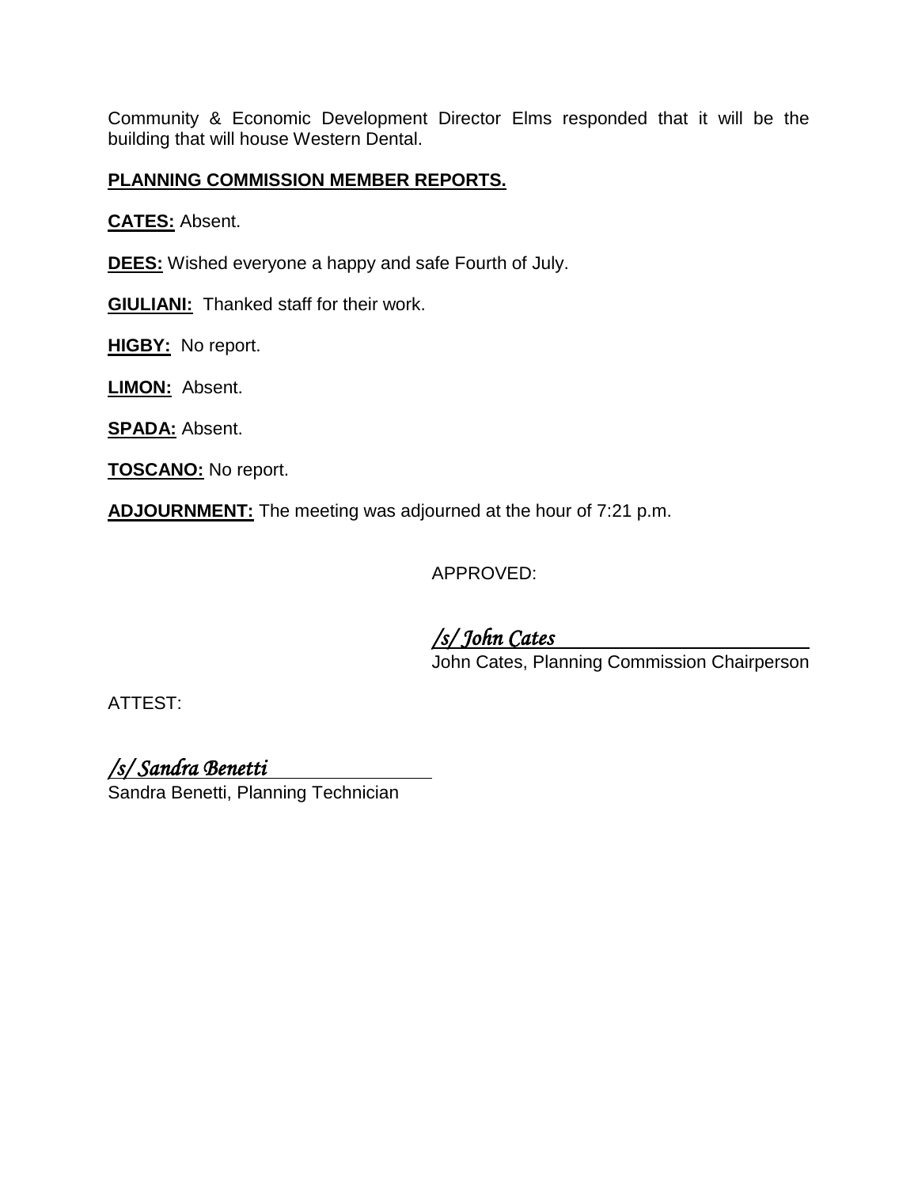Community & Economic Development Director Elms responded that it will be the building that will house Western Dental.

**PLANNING COMMISSION MEMBER REPORTS.**

**CATES:** Absent.

**DEES:** Wished everyone a happy and safe Fourth of July.

**GIULIANI:** Thanked staff for their work.

**HIGBY:** No report.

**LIMON:** Absent.

**SPADA:** Absent.

**TOSCANO:** No report.

**ADJOURNMENT:** The meeting was adjourned at the hour of 7:21 p.m.

APPROVED:

*/s/ John Cates*
John Cates, Planning Commission Chairperson

ATTEST:

*/s/ Sandra Benetti*
Sandra Benetti, Planning Technician